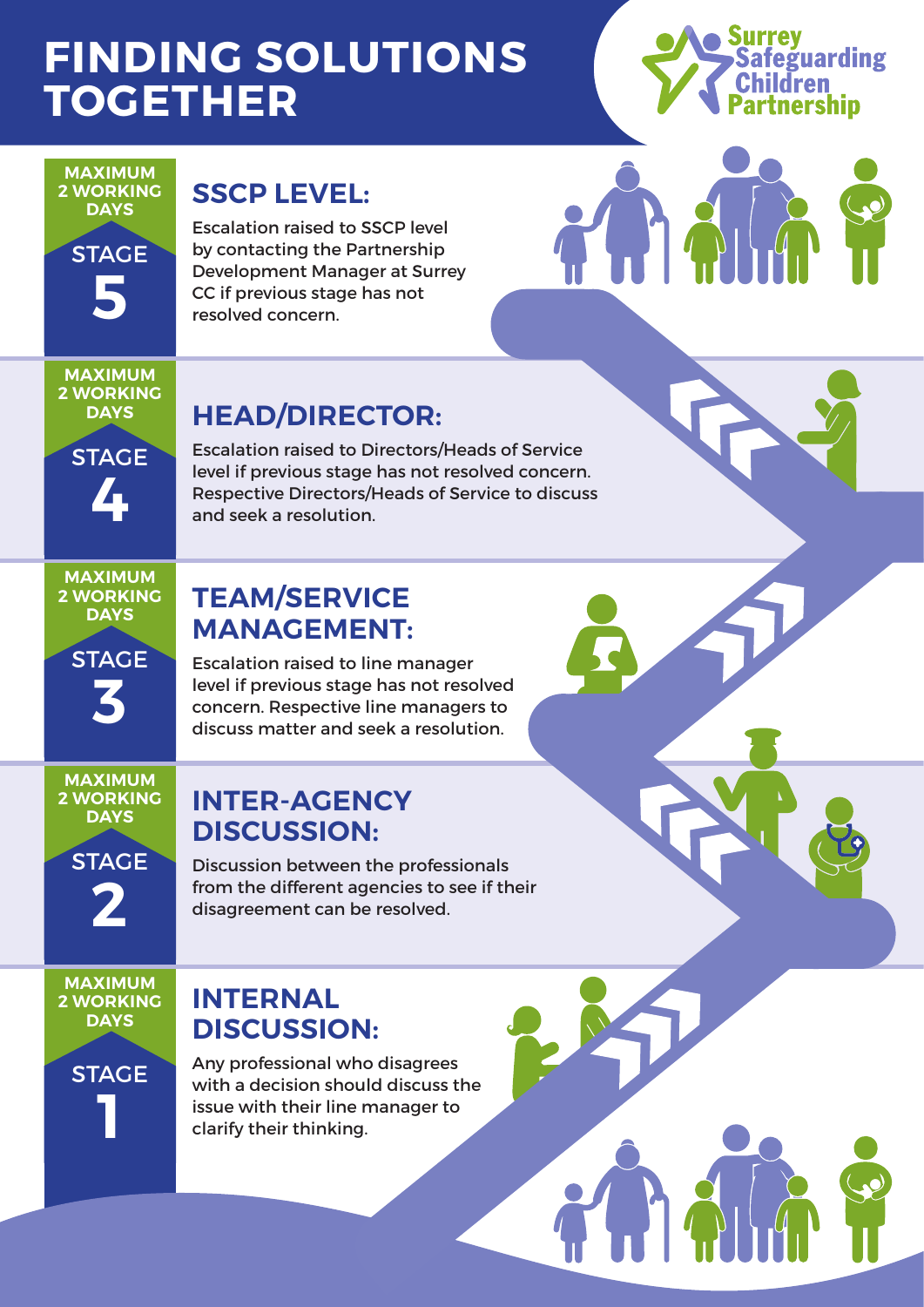# FINDING SOLUTIONS TOGETHER

Surrey Safeguarding Children Partnership

**MAXIMUM 2 WORKING DAYS**

STAGE **5**

## SSCP LEVEL:

Escalation raised to SSCP level by contacting the Partnership Development Manager at Surrey CC if previous stage has not resolved concern.

**MAXIMUM 2 WORKING DAYS**

STAGE **4**

## HEAD/DIRECTOR:

Escalation raised to Directors/Heads of Service level if previous stage has not resolved concern. Respective Directors/Heads of Service to discuss and seek a resolution.

**MAXIMUM 2 WORKING DAYS**

STAGE **3**

## TEAM/SERVICE MANAGEMENT:

Escalation raised to line manager level if previous stage has not resolved concern. Respective line managers to discuss matter and seek a resolution.

**MAXIMUM 2 WORKING DAYS**

STAGE **2**

## INTER-AGENCY DISCUSSION:

Discussion between the professionals from the different agencies to see if their disagreement can be resolved.

**MAXIMUM 2 WORKING DAYS**

STAGE **1**

## INTERNAL DISCUSSION:

Any professional who disagrees with a decision should discuss the issue with their line manager to clarify their thinking.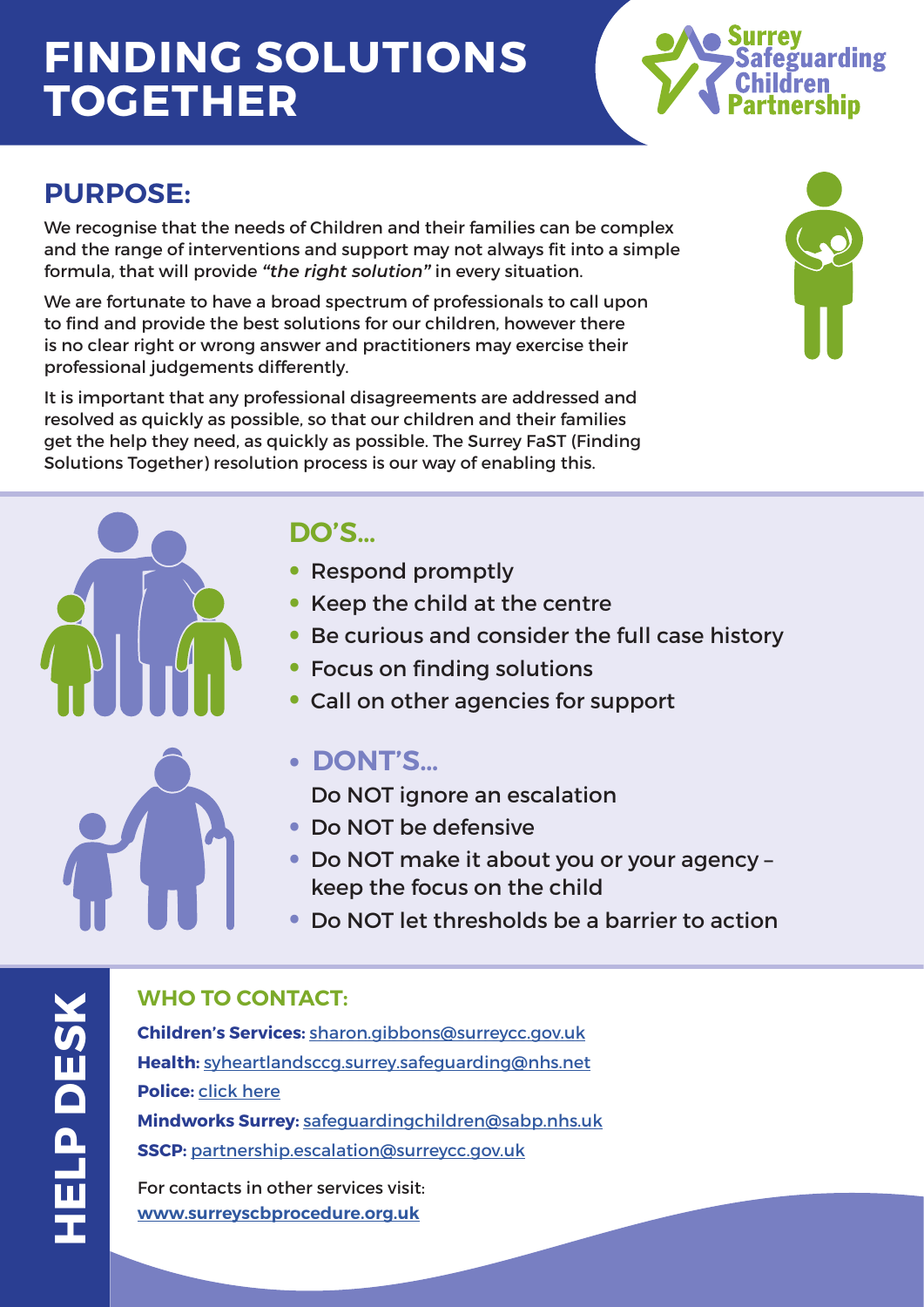# FINDING SOLUTIONS TOGETHER

Surrey Safeguarding Children Partnership

## PURPOSE:

We recognise that the needs of Children and their families can be complex and the range of interventions and support may not always fit into a simple formula, that will provide *"the right solution"* in every situation.

We are fortunate to have a broad spectrum of professionals to call upon to find and provide the best solutions for our children, however there is no clear right or wrong answer and practitioners may exercise their professional judgements differently.

It is important that any professional disagreements are addressed and resolved as quickly as possible, so that our children and their families get the help they need, as quickly as possible. The Surrey FaST (Finding Solutions Together) resolution process is our way of enabling this.

## DO'S...

- Respond promptly
- Keep the child at the centre
- Be curious and consider the full case history
- Focus on finding solutions
- Call on other agencies for support

## DONT'S...

- Do NOT ignore an escalation
- Do NOT be defensive
- Do NOT make it about you or your agency – keep the focus on the child
- Do NOT let thresholds be a barrier to action

## HELP DESK

### WHO TO CONTACT:

**Children's Services:** sharon.gibbons@surreycc.gov.uk

**Health:** syheartlandsccg.surrey.safeguarding@nhs.net

**Police:** click here

**Mindworks Surrey:** safeguardingchildren@sabp.nhs.uk

**SSCP:** partnership.escalation@surreycc.gov.uk

For contacts in other services visit:
**www.surreyscbprocedure.org.uk**